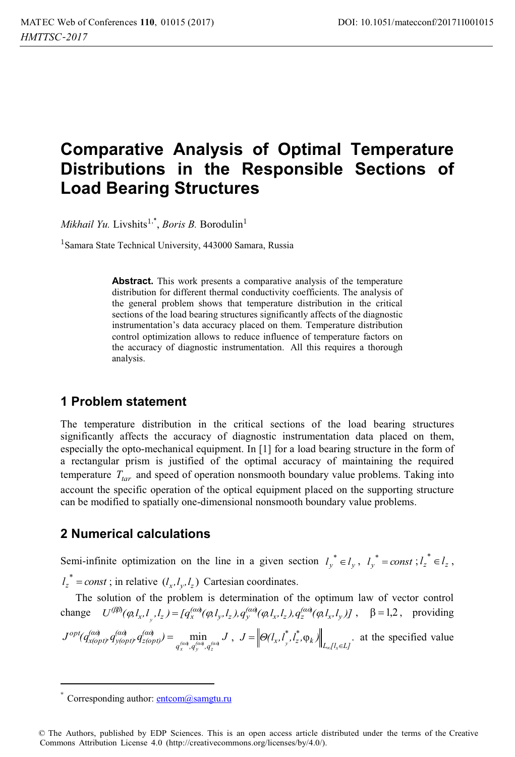# Comparative Analysis of Optimal Temperature Distributions in the Responsible Sections of Load Bearing Structures

*Mikhail Yu.* Livshits[1,*], *Boris B.* Borodulin[1]

[1]Samara State Technical University, 443000 Samara, Russia

**Abstract.** This work presents a comparative analysis of the temperature distribution for different thermal conductivity coefficients. The analysis of the general problem shows that temperature distribution in the critical sections of the load bearing structures significantly affects of the diagnostic instrumentation's data accuracy placed on them. Temperature distribution control optimization allows to reduce influence of temperature factors on the accuracy of diagnostic instrumentation. All this requires a thorough analysis.

## 1 Problem statement

The temperature distribution in the critical sections of the load bearing structures significantly affects the accuracy of diagnostic instrumentation data placed on them, especially the opto-mechanical equipment. In [1] for a load bearing structure in the form of a rectangular prism is justified of the optimal accuracy of maintaining the required temperature $T_{tar}$ and speed of operation nonsmooth boundary value problems. Taking into account the specific operation of the optical equipment placed on the supporting structure can be modified to spatially one-dimensional nonsmooth boundary value problems.

## 2 Numerical calculations

Semi-infinite optimization on the line in a given section $l_y^* \in l_y$, $l_y^* = const$; $l_z^* \in l_z$, $l_z^* = const$; in relative $(l_x, l_y, l_z)$ Cartesian coordinates.

The solution of the problem is determination of the optimum law of vector control change $U^{(\beta\beta)}(\varphi, l_x, l_y, l_z) = [q_x^{(\alpha\alpha)}(\varphi, l_y, l_z), q_y^{(\alpha\alpha)}(\varphi, l_x, l_z), q_z^{(\alpha\alpha)}(\varphi, l_x, l_y)]$, $\beta = 1,2$, providing $J^{opt}(q_{x(opt)}^{(\alpha\alpha)}, q_{y(opt)}^{(\alpha\alpha)}, q_{z(opt)}^{(\alpha\alpha)}) = \min\limits_{q_x^{(\alpha\alpha)}, q_y^{(\alpha\alpha)}, q_z^{(\alpha\alpha)}} J$, $J = \left\| \Theta(l_x, l_y^*, l_z^*, \varphi_k) \right\|_{L_\infty[l_x \in L]}$. at the specified value

---

[*] Corresponding author: entcom@samgtu.ru

© The Authors, published by EDP Sciences. This is an open access article distributed under the terms of the Creative Commons Attribution License 4.0 (http://creativecommons.org/licenses/by/4.0/).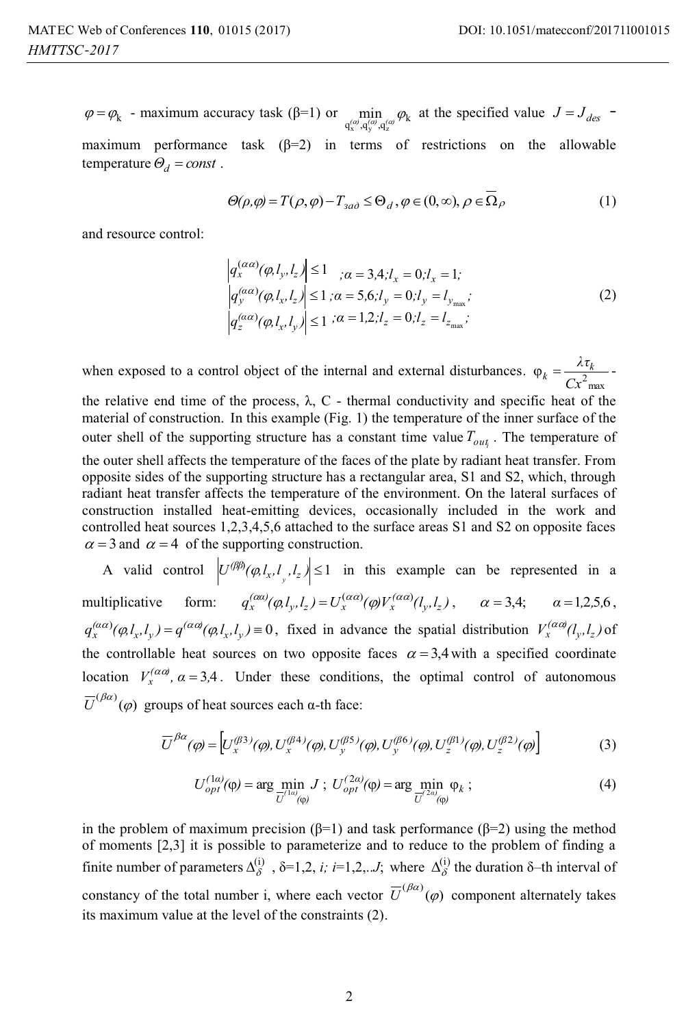$\varphi = \varphi_k$ - maximum accuracy task (β=1) or $\min\limits_{q_x^{(\alpha)}, q_y^{(\alpha)}, q_z^{(\alpha)}} \varphi_k$ at the specified value $J = J_{des}$ - maximum performance task (β=2) in terms of restrictions on the allowable temperature $\Theta_d = const$ .

$$\Theta(\rho,\varphi) = T(\rho,\varphi) - T_{зад} \leq \Theta_d \, , \varphi \in (0,\infty), \rho \in \overline{\Omega}_\rho \tag{1}$$

and resource control:

$$\begin{aligned} &\left| q_x^{(\alpha\alpha)}(\varphi, l_y, l_z) \right| \leq 1 \quad ; \alpha = 3,4; l_x = 0; l_x = 1; \\ &\left| q_y^{(\alpha\alpha)}(\varphi, l_x, l_z) \right| \leq 1 \; ; \alpha = 5,6; l_y = 0; l_y = l_{y_{\max}}; \\ &\left| q_z^{(\alpha\alpha)}(\varphi, l_x, l_y) \right| \leq 1 \; ; \alpha = 1,2; l_z = 0; l_z = l_{z_{\max}}; \end{aligned} \tag{2}$$

when exposed to a control object of the internal and external disturbances. $\varphi_k = \dfrac{\lambda \tau_k}{C x_{\max}^2}$ - the relative end time of the process, λ, C - thermal conductivity and specific heat of the material of construction. In this example (Fig. 1) the temperature of the inner surface of the outer shell of the supporting structure has a constant time value $T_{out_i}$ . The temperature of the outer shell affects the temperature of the faces of the plate by radiant heat transfer. From opposite sides of the supporting structure has a rectangular area, S1 and S2, which, through radiant heat transfer affects the temperature of the environment. On the lateral surfaces of construction installed heat-emitting devices, occasionally included in the work and controlled heat sources 1,2,3,4,5,6 attached to the surface areas S1 and S2 on opposite faces $\alpha = 3$ and $\alpha = 4$ of the supporting construction.

A valid control $\left| U^{(\beta\beta)}(\varphi, l_x, l_y, l_z) \right| \leq 1$ in this example can be represented in a multiplicative form: $q_x^{(\alpha\alpha)}(\varphi, l_y, l_z) = U_x^{(\alpha\alpha)}(\varphi) V_x^{(\alpha\alpha)}(l_y, l_z)$ , $\alpha = 3,4;$ $\alpha = 1,2,5,6$ , $q_x^{(\alpha\alpha)}(\varphi, l_x, l_y) = q^{(\alpha\alpha)}(\varphi, l_x, l_y) \equiv 0$ , fixed in advance the spatial distribution $V_x^{(\alpha\alpha)}(l_y, l_z)$ of the controllable heat sources on two opposite faces $\alpha = 3,4$ with a specified coordinate location $V_x^{(\alpha\alpha)}, \alpha = 3,4$ . Under these conditions, the optimal control of autonomous $\overline{U}^{(\beta\alpha)}(\varphi)$ groups of heat sources each α-th face:

$$\overline{U}^{\beta\alpha}(\varphi) = \left[ U_x^{(\beta 3)}(\varphi), U_x^{(\beta 4)}(\varphi), U_y^{(\beta 5)}(\varphi), U_y^{(\beta 6)}(\varphi), U_z^{(\beta 1)}(\varphi), U_z^{(\beta 2)}(\varphi) \right] \tag{3}$$

$$U_{opt}^{(1\alpha)}(\varphi) = \arg \min_{\overline{U}^{(1\alpha)}(\varphi)} J \; ; \; U_{opt}^{(2\alpha)}(\varphi) = \arg \min_{\overline{U}^{(2\alpha)}(\varphi)} \varphi_k \; ; \tag{4}$$

in the problem of maximum precision (β=1) and task performance (β=2) using the method of moments [2,3] it is possible to parameterize and to reduce to the problem of finding a finite number of parameters $\Delta_\delta^{(i)}$ , δ=1,2, *i;* *i*=1,2,..*J*; where $\Delta_\delta^{(i)}$ the duration δ–th interval of constancy of the total number i, where each vector $\overline{U}^{(\beta\alpha)}(\varphi)$ component alternately takes its maximum value at the level of the constraints (2).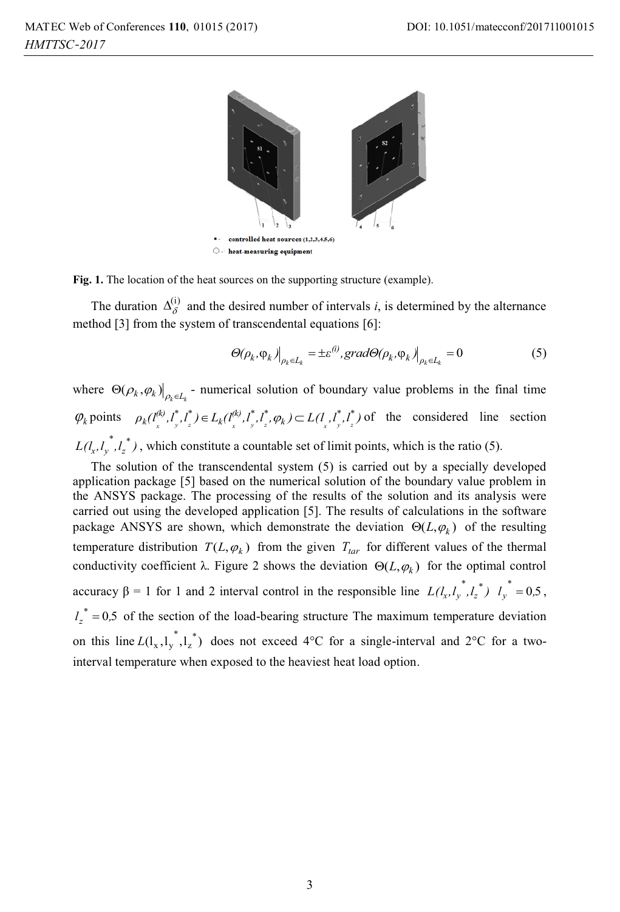• - controlled heat sources (1,2,3,4,5,6)

○ - heat-measuring equipment

**Fig. 1.** The location of the heat sources on the supporting structure (example).

The duration $\Delta_{\delta}^{(i)}$ and the desired number of intervals *i*, is determined by the alternance method [3] from the system of transcendental equations [6]:

$$\Theta(\rho_k, \varphi_k)\big|_{\rho_k \in L_k} = \pm\varepsilon^{(i)}, grad\Theta(\rho_k, \varphi_k)\big|_{\rho_k \in L_k} = 0 \tag{5}$$

where $\Theta(\rho_k, \varphi_k)\big|_{\rho_k \in L_k}$ - numerical solution of boundary value problems in the final time $\varphi_k$ points $\rho_k(l_x^{(k)}, l_y^*, l_z^*) \in L_k(l_x^{(k)}, l_y^*, l_z^*, \varphi_k) \subset L(l_x, l_y^*, l_z^*)$ of the considered line section $L(l_x, l_y^*, l_z^*)$, which constitute a countable set of limit points, which is the ratio (5).

The solution of the transcendental system (5) is carried out by a specially developed application package [5] based on the numerical solution of the boundary value problem in the ANSYS package. The processing of the results of the solution and its analysis were carried out using the developed application [5]. The results of calculations in the software package ANSYS are shown, which demonstrate the deviation $\Theta(L, \varphi_k)$ of the resulting temperature distribution $T(L, \varphi_k)$ from the given $T_{tar}$ for different values of the thermal conductivity coefficient λ. Figure 2 shows the deviation $\Theta(L, \varphi_k)$ for the optimal control accuracy β = 1 for 1 and 2 interval control in the responsible line $L(l_x, l_y^*, l_z^*)$ $l_y^* = 0{,}5$, $l_z^* = 0{,}5$ of the section of the load-bearing structure The maximum temperature deviation on this line $L(l_x, l_y^*, l_z^*)$ does not exceed 4°C for a single-interval and 2°C for a two-interval temperature when exposed to the heaviest heat load option.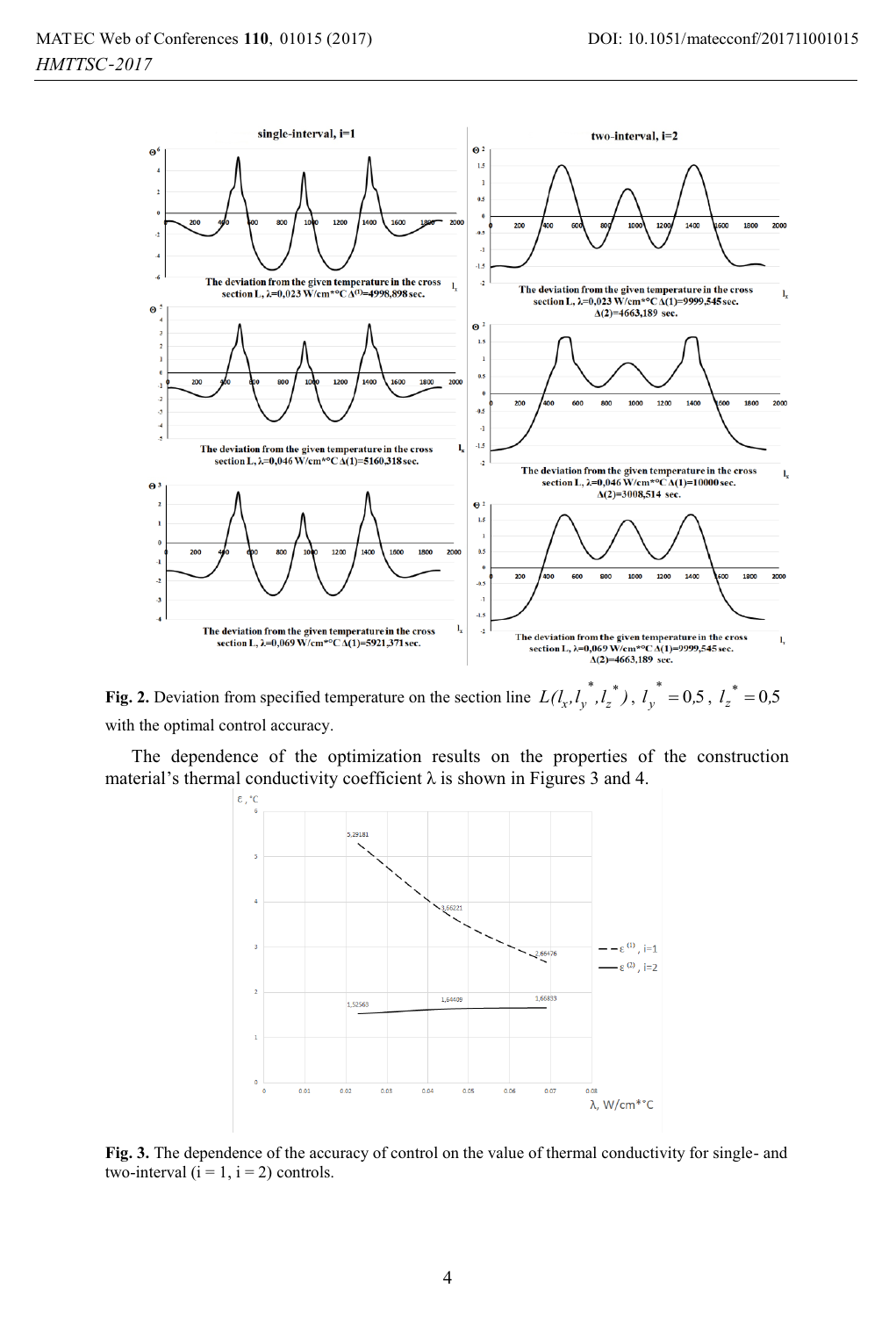single-interval, i=1

$\Theta^6$

The deviation from the given temperature in the cross section L, λ=0,023 W/cm*°C Δ(1)=4998,898 sec.

$\Theta^5$

The deviation from the given temperature in the cross section L, λ=0,046 W/cm*°C Δ(1)=5160,318 sec.

$\Theta^3$

The deviation from the given temperature in the cross section L, λ=0,069 W/cm*°C Δ(1)=5921,371 sec.

two-interval, i=2

$\Theta^2$

The deviation from the given temperature in the cross section L, λ=0,023 W/cm*°C Δ(1)=9999,545 sec. Δ(2)=4663,189 sec.

$\Theta^2$

The deviation from the given temperature in the cross section L, λ=0,046 W/cm*°C Δ(1)=10000 sec. Δ(2)=3008,514 sec.

$\Theta^2$

The deviation from the given temperature in the cross section L, λ=0,069 W/cm*°C Δ(1)=9999,545 sec. Δ(2)=4663,189 sec.

**Fig. 2.** Deviation from specified temperature on the section line $L(l_x, l_y^*, l_z^*)$, $l_y^* = 0{,}5$, $l_z^* = 0{,}5$ with the optimal control accuracy.

The dependence of the optimization results on the properties of the construction material's thermal conductivity coefficient λ is shown in Figures 3 and 4.

ε, °C

5,29181

3,66221

2,66476

1,52563

1,64409

1,66833

$\varepsilon^{(1)}$, i=1

$\varepsilon^{(2)}$, i=2

λ, W/cm*°C

**Fig. 3.** The dependence of the accuracy of control on the value of thermal conductivity for single- and two-interval (i = 1, i = 2) controls.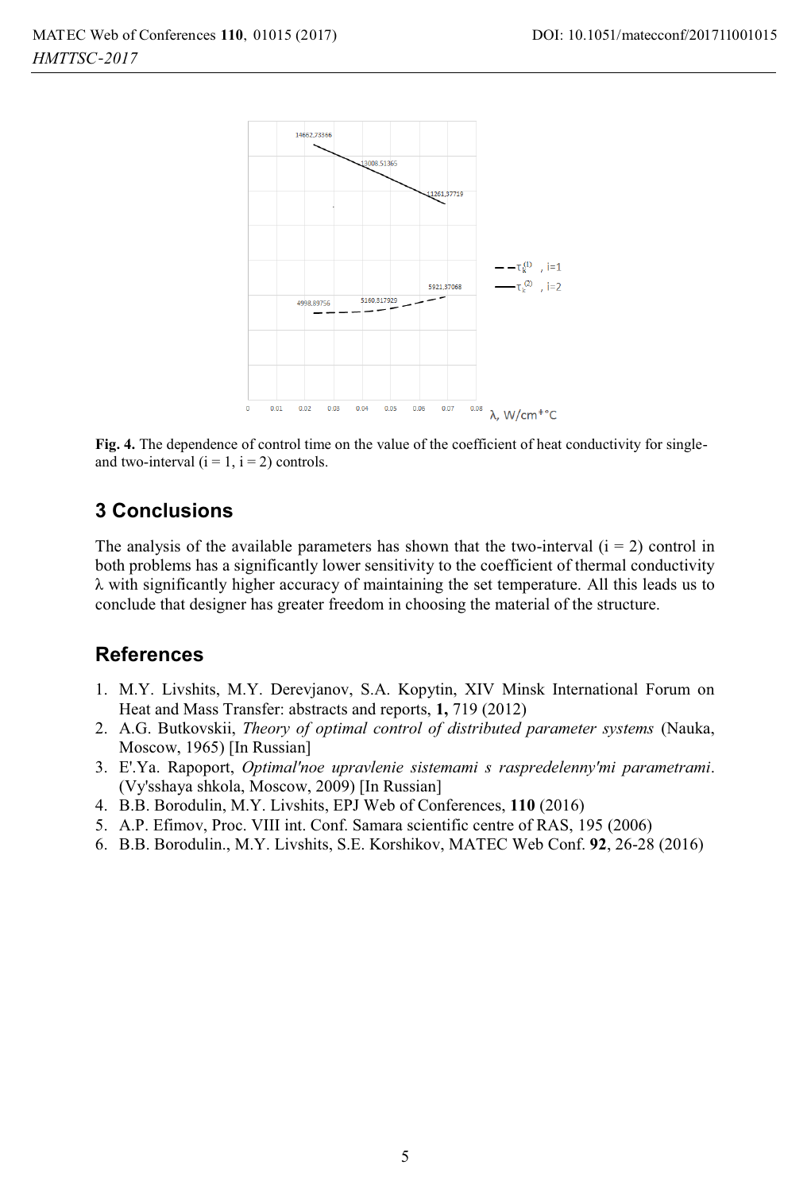14662,73366

13008,51365

11261,37719

5921,37068

4998,89756

5160,317929

0 0.01 0.02 0.03 0.04 0.05 0.06 0.07 0.08 λ, W/cm*°C

$\tau_k^{(1)}$ , i=1

$\tau_k^{(2)}$ , i=2

**Fig. 4.** The dependence of control time on the value of the coefficient of heat conductivity for single- and two-interval (i = 1, i = 2) controls.

## 3 Conclusions

The analysis of the available parameters has shown that the two-interval (i = 2) control in both problems has a significantly lower sensitivity to the coefficient of thermal conductivity λ with significantly higher accuracy of maintaining the set temperature. All this leads us to conclude that designer has greater freedom in choosing the material of the structure.

## References

1. M.Y. Livshits, M.Y. Derevjanov, S.A. Kopytin, XIV Minsk International Forum on Heat and Mass Transfer: abstracts and reports, **1,** 719 (2012)
2. A.G. Butkovskii, *Theory of optimal control of distributed parameter systems* (Nauka, Moscow, 1965) [In Russian]
3. E'.Ya. Rapoport, *Optimal'noe upravlenie sistemami s raspredelenny'mi parametrami*. (Vy'sshaya shkola, Moscow, 2009) [In Russian]
4. B.B. Borodulin, M.Y. Livshits, EPJ Web of Conferences, **110** (2016)
5. A.P. Efimov, Proc. VIII int. Conf. Samara scientific centre of RAS, 195 (2006)
6. B.B. Borodulin., M.Y. Livshits, S.E. Korshikov, MATEC Web Conf. **92**, 26-28 (2016)